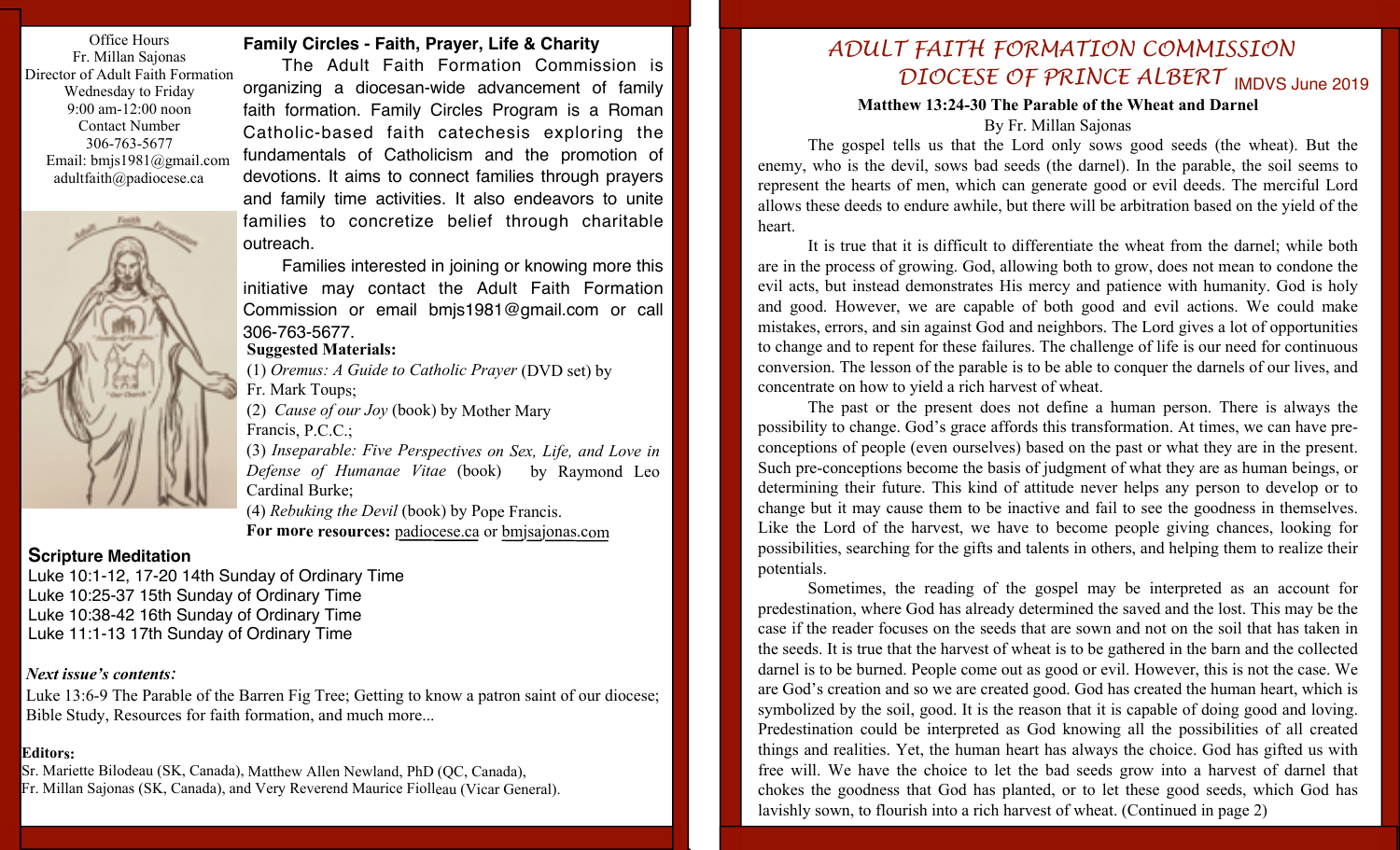Office Hours
Fr. Millan Sajonas
Director of Adult Faith Formation
Wednesday to Friday
9:00 am-12:00 noon
Contact Number
306-763-5677
Email: bmjs1981@gmail.com
adultfaith@padiocese.ca

### Family Circles - Faith, Prayer, Life & Charity

The Adult Faith Formation Commission is organizing a diocesan-wide advancement of family faith formation. Family Circles Program is a Roman Catholic-based faith catechesis exploring the fundamentals of Catholicism and the promotion of devotions. It aims to connect families through prayers and family time activities. It also endeavors to unite families to concretize belief through charitable outreach.

Families interested in joining or knowing more this initiative may contact the Adult Faith Formation Commission or email bmjs1981@gmail.com or call 306-763-5677.

**Suggested Materials:**

(1) *Oremus: A Guide to Catholic Prayer* (DVD set) by Fr. Mark Toups;
(2) *Cause of our Joy* (book) by Mother Mary Francis, P.C.C.;
(3) *Inseparable: Five Perspectives on Sex, Life, and Love in Defense of Humanae Vitae* (book) by Raymond Leo Cardinal Burke;
(4) *Rebuking the Devil* (book) by Pope Francis.

**For more resources:** padiocese.ca or bmjsajonas.com

### Scripture Meditation

Luke 10:1-12, 17-20 14th Sunday of Ordinary Time
Luke 10:25-37 15th Sunday of Ordinary Time
Luke 10:38-42 16th Sunday of Ordinary Time
Luke 11:1-13 17th Sunday of Ordinary Time

***Next issue's contents:***

Luke 13:6-9 The Parable of the Barren Fig Tree; Getting to know a patron saint of our diocese; Bible Study, Resources for faith formation, and much more...

**Editors:**
Sr. Mariette Bilodeau (SK, Canada), Matthew Allen Newland, PhD (QC, Canada), Fr. Millan Sajonas (SK, Canada), and Very Reverend Maurice Fiolleau (Vicar General).

# ADULT FAITH FORMATION COMMISSION DIOCESE OF PRINCE ALBERT

IMDVS June 2019

## Matthew 13:24-30 The Parable of the Wheat and Darnel

By Fr. Millan Sajonas

The gospel tells us that the Lord only sows good seeds (the wheat). But the enemy, who is the devil, sows bad seeds (the darnel). In the parable, the soil seems to represent the hearts of men, which can generate good or evil deeds. The merciful Lord allows these deeds to endure awhile, but there will be arbitration based on the yield of the heart.

It is true that it is difficult to differentiate the wheat from the darnel; while both are in the process of growing. God, allowing both to grow, does not mean to condone the evil acts, but instead demonstrates His mercy and patience with humanity. God is holy and good. However, we are capable of both good and evil actions. We could make mistakes, errors, and sin against God and neighbors. The Lord gives a lot of opportunities to change and to repent for these failures. The challenge of life is our need for continuous conversion. The lesson of the parable is to be able to conquer the darnels of our lives, and concentrate on how to yield a rich harvest of wheat.

The past or the present does not define a human person. There is always the possibility to change. God's grace affords this transformation. At times, we can have pre-conceptions of people (even ourselves) based on the past or what they are in the present. Such pre-conceptions become the basis of judgment of what they are as human beings, or determining their future. This kind of attitude never helps any person to develop or to change but it may cause them to be inactive and fail to see the goodness in themselves. Like the Lord of the harvest, we have to become people giving chances, looking for possibilities, searching for the gifts and talents in others, and helping them to realize their potentials.

Sometimes, the reading of the gospel may be interpreted as an account for predestination, where God has already determined the saved and the lost. This may be the case if the reader focuses on the seeds that are sown and not on the soil that has taken in the seeds. It is true that the harvest of wheat is to be gathered in the barn and the collected darnel is to be burned. People come out as good or evil. However, this is not the case. We are God's creation and so we are created good. God has created the human heart, which is symbolized by the soil, good. It is the reason that it is capable of doing good and loving. Predestination could be interpreted as God knowing all the possibilities of all created things and realities. Yet, the human heart has always the choice. God has gifted us with free will. We have the choice to let the bad seeds grow into a harvest of darnel that chokes the goodness that God has planted, or to let these good seeds, which God has lavishly sown, to flourish into a rich harvest of wheat. (Continued in page 2)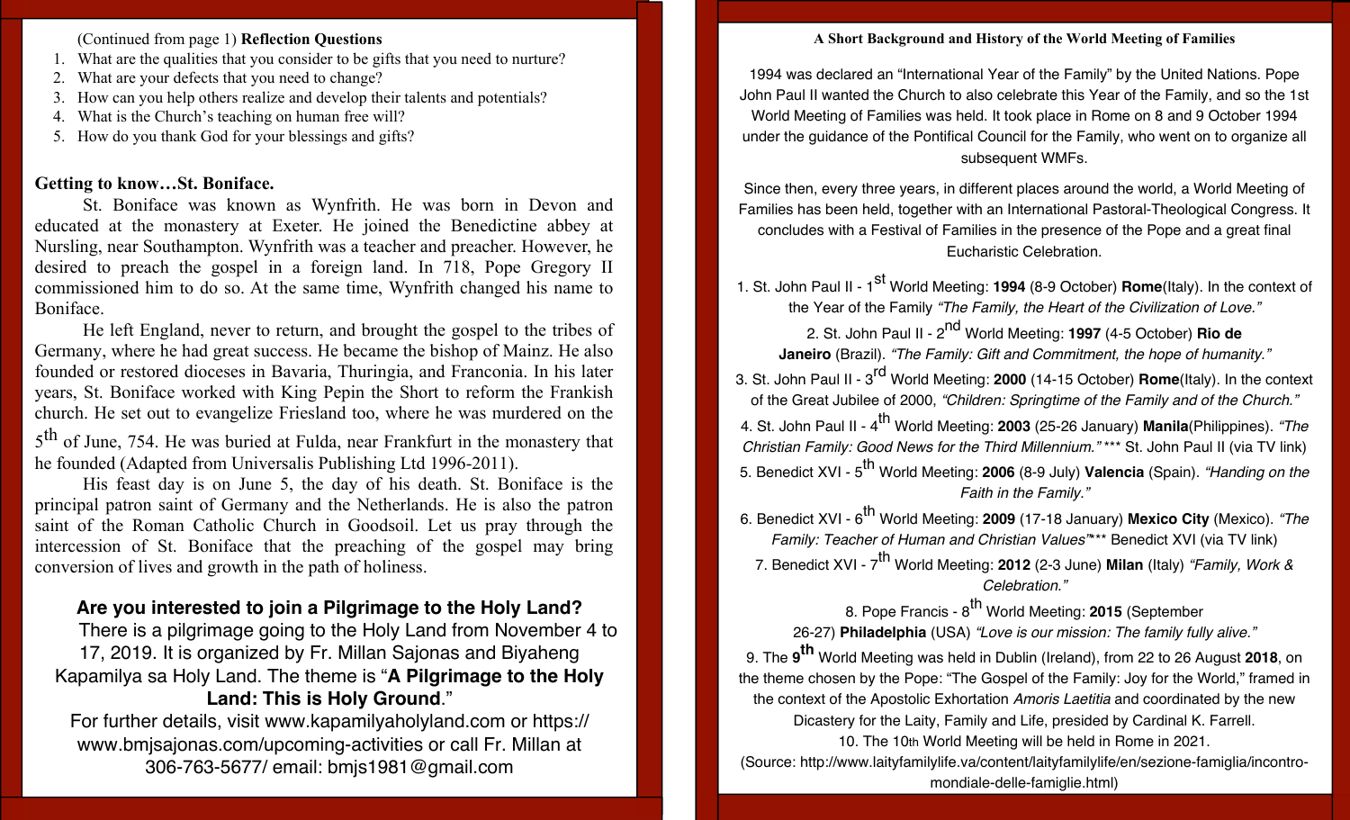(Continued from page 1) **Reflection Questions**

1. What are the qualities that you consider to be gifts that you need to nurture?
2. What are your defects that you need to change?
3. How can you help others realize and develop their talents and potentials?
4. What is the Church's teaching on human free will?
5. How do you thank God for your blessings and gifts?

**Getting to know…St. Boniface.**

St. Boniface was known as Wynfrith. He was born in Devon and educated at the monastery at Exeter. He joined the Benedictine abbey at Nursling, near Southampton. Wynfrith was a teacher and preacher. However, he desired to preach the gospel in a foreign land. In 718, Pope Gregory II commissioned him to do so. At the same time, Wynfrith changed his name to Boniface.

He left England, never to return, and brought the gospel to the tribes of Germany, where he had great success. He became the bishop of Mainz. He also founded or restored dioceses in Bavaria, Thuringia, and Franconia. In his later years, St. Boniface worked with King Pepin the Short to reform the Frankish church. He set out to evangelize Friesland too, where he was murdered on the 5th of June, 754. He was buried at Fulda, near Frankfurt in the monastery that he founded (Adapted from Universalis Publishing Ltd 1996-2011).

His feast day is on June 5, the day of his death. St. Boniface is the principal patron saint of Germany and the Netherlands. He is also the patron saint of the Roman Catholic Church in Goodsoil. Let us pray through the intercession of St. Boniface that the preaching of the gospel may bring conversion of lives and growth in the path of holiness.

**Are you interested to join a Pilgrimage to the Holy Land?**

There is a pilgrimage going to the Holy Land from November 4 to 17, 2019. It is organized by Fr. Millan Sajonas and Biyaheng Kapamilya sa Holy Land. The theme is "**A Pilgrimage to the Holy Land: This is Holy Ground**."

For further details, visit www.kapamilyaholyland.com or https://www.bmjsajonas.com/upcoming-activities or call Fr. Millan at 306-763-5677/ email: bmjs1981@gmail.com

**A Short Background and History of the World Meeting of Families**

1994 was declared an "International Year of the Family" by the United Nations. Pope John Paul II wanted the Church to also celebrate this Year of the Family, and so the 1st World Meeting of Families was held. It took place in Rome on 8 and 9 October 1994 under the guidance of the Pontifical Council for the Family, who went on to organize all subsequent WMFs.

Since then, every three years, in different places around the world, a World Meeting of Families has been held, together with an International Pastoral-Theological Congress. It concludes with a Festival of Families in the presence of the Pope and a great final Eucharistic Celebration.

1. St. John Paul II - 1st World Meeting: **1994** (8-9 October) **Rome**(Italy). In the context of the Year of the Family *"The Family, the Heart of the Civilization of Love."*
2. St. John Paul II - 2nd World Meeting: **1997** (4-5 October) **Rio de Janeiro** (Brazil). *"The Family: Gift and Commitment, the hope of humanity."*
3. St. John Paul II - 3rd World Meeting: **2000** (14-15 October) **Rome**(Italy). In the context of the Great Jubilee of 2000, *"Children: Springtime of the Family and of the Church."*
4. St. John Paul II - 4th World Meeting: **2003** (25-26 January) **Manila**(Philippines). *"The Christian Family: Good News for the Third Millennium."* *** St. John Paul II (via TV link)
5. Benedict XVI - 5th World Meeting: **2006** (8-9 July) **Valencia** (Spain). *"Handing on the Faith in the Family."*
6. Benedict XVI - 6th World Meeting: **2009** (17-18 January) **Mexico City** (Mexico). *"The Family: Teacher of Human and Christian Values"**** Benedict XVI (via TV link)
7. Benedict XVI - 7th World Meeting: **2012** (2-3 June) **Milan** (Italy) *"Family, Work & Celebration."*
8. Pope Francis - 8th World Meeting: **2015** (September 26-27) **Philadelphia** (USA) *"Love is our mission: The family fully alive."*
9. The **9th** World Meeting was held in Dublin (Ireland), from 22 to 26 August **2018**, on the theme chosen by the Pope: "The Gospel of the Family: Joy for the World," framed in the context of the Apostolic Exhortation *Amoris Laetitia* and coordinated by the new Dicastery for the Laity, Family and Life, presided by Cardinal K. Farrell.
10. The 10th World Meeting will be held in Rome in 2021.

(Source: http://www.laityfamilylife.va/content/laityfamilylife/en/sezione-famiglia/incontro-mondiale-delle-famiglie.html)